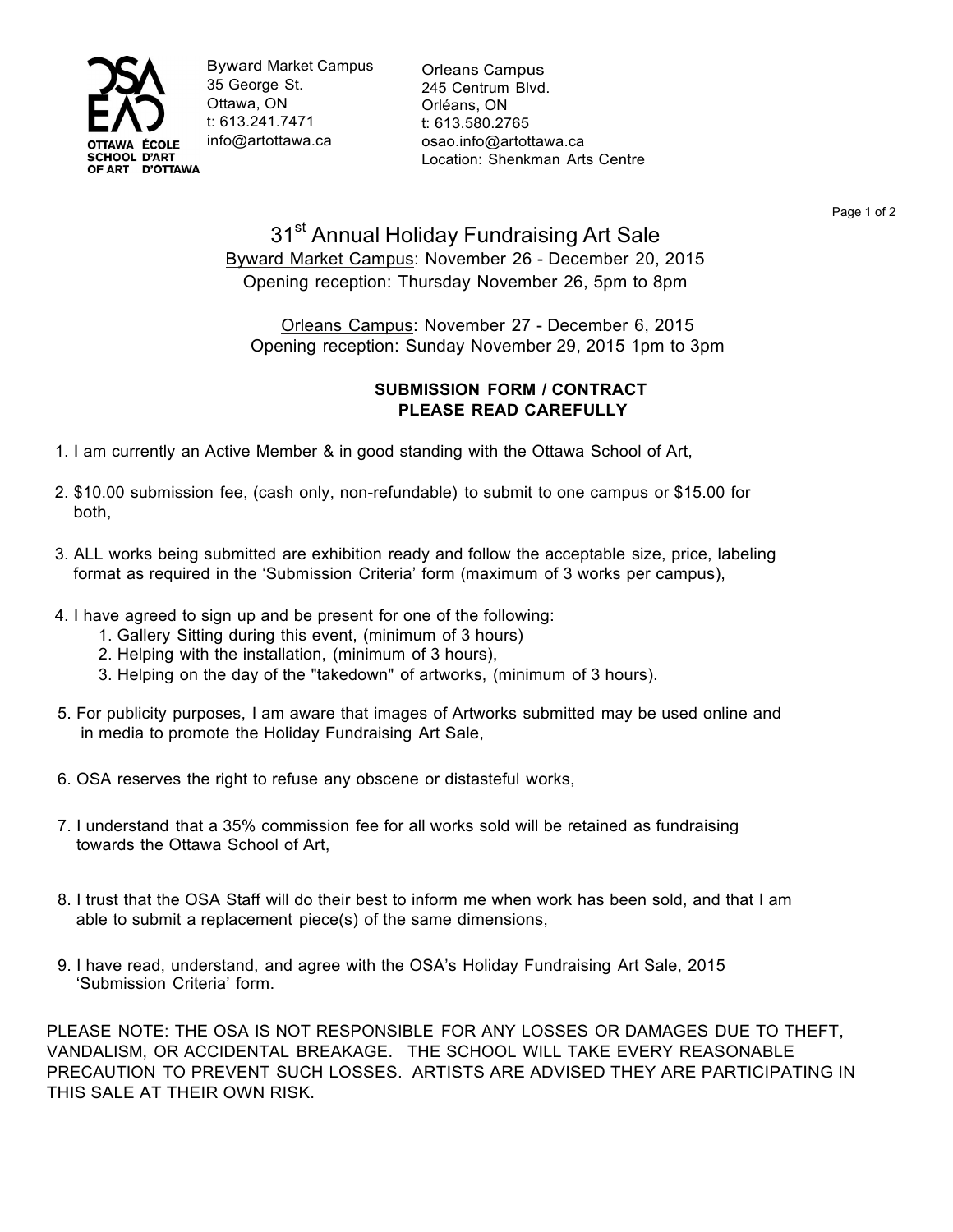OTTAWA SCHOOL OF ART
ÉCOLE D'ART D'OTTAWA

Byward Market Campus
35 George St.
Ottawa, ON
t: 613.241.7471
info@artottawa.ca

Orleans Campus
245 Centrum Blvd.
Orléans, ON
t: 613.580.2765
osao.info@artottawa.ca
Location: Shenkman Arts Centre

# 31st Annual Holiday Fundraising Art Sale

Byward Market Campus: November 26 - December 20, 2015
Opening reception: Thursday November 26, 5pm to 8pm

Orleans Campus: November 27 - December 6, 2015
Opening reception: Sunday November 29, 2015 1pm to 3pm

## SUBMISSION FORM / CONTRACT
## PLEASE READ CAREFULLY

1. I am currently an Active Member & in good standing with the Ottawa School of Art,
2. $10.00 submission fee, (cash only, non-refundable) to submit to one campus or $15.00 for both,
3. ALL works being submitted are exhibition ready and follow the acceptable size, price, labeling format as required in the 'Submission Criteria' form (maximum of 3 works per campus),
4. I have agreed to sign up and be present for one of the following:
    1. Gallery Sitting during this event, (minimum of 3 hours)
    2. Helping with the installation, (minimum of 3 hours),
    3. Helping on the day of the "takedown" of artworks, (minimum of 3 hours).
5. For publicity purposes, I am aware that images of Artworks submitted may be used online and in media to promote the Holiday Fundraising Art Sale,
6. OSA reserves the right to refuse any obscene or distasteful works,
7. I understand that a 35% commission fee for all works sold will be retained as fundraising towards the Ottawa School of Art,
8. I trust that the OSA Staff will do their best to inform me when work has been sold, and that I am able to submit a replacement piece(s) of the same dimensions,
9. I have read, understand, and agree with the OSA's Holiday Fundraising Art Sale, 2015 'Submission Criteria' form.

PLEASE NOTE: THE OSA IS NOT RESPONSIBLE FOR ANY LOSSES OR DAMAGES DUE TO THEFT, VANDALISM, OR ACCIDENTAL BREAKAGE. THE SCHOOL WILL TAKE EVERY REASONABLE PRECAUTION TO PREVENT SUCH LOSSES. ARTISTS ARE ADVISED THEY ARE PARTICIPATING IN THIS SALE AT THEIR OWN RISK.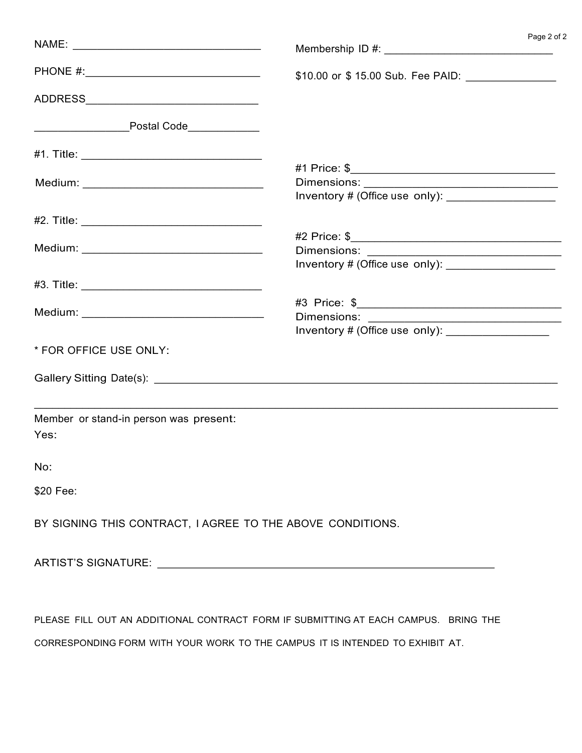NAME: ______________________________

Membership ID #: ____________________________

PHONE #:____________________________

$10.00 or $ 15.00 Sub. Fee PAID: ______________

ADDRESS___________________________

_______________Postal Code___________

#1. Title: ____________________________

Medium: _____________________________

#1 Price: $________________________________
Dimensions: _______________________________
Inventory # (Office use only): ________________

#2. Title: ____________________________

Medium: _____________________________

#2 Price: $_________________________________
Dimensions: _______________________________
Inventory # (Office use only): ________________

#3. Title: ____________________________

Medium: _____________________________

#3 Price: $________________________________
Dimensions: _______________________________
Inventory # (Office use only): _______________

* FOR OFFICE USE ONLY:

Gallery Sitting Date(s): _______________________________________________________________

_________________________________________________________________________________

Member or stand-in person was present:

Yes:

No:

$20 Fee:

BY SIGNING THIS CONTRACT, I AGREE TO THE ABOVE CONDITIONS.

ARTIST'S SIGNATURE: ____________________________________________________

PLEASE FILL OUT AN ADDITIONAL CONTRACT FORM IF SUBMITTING AT EACH CAMPUS. BRING THE CORRESPONDING FORM WITH YOUR WORK TO THE CAMPUS IT IS INTENDED TO EXHIBIT AT.